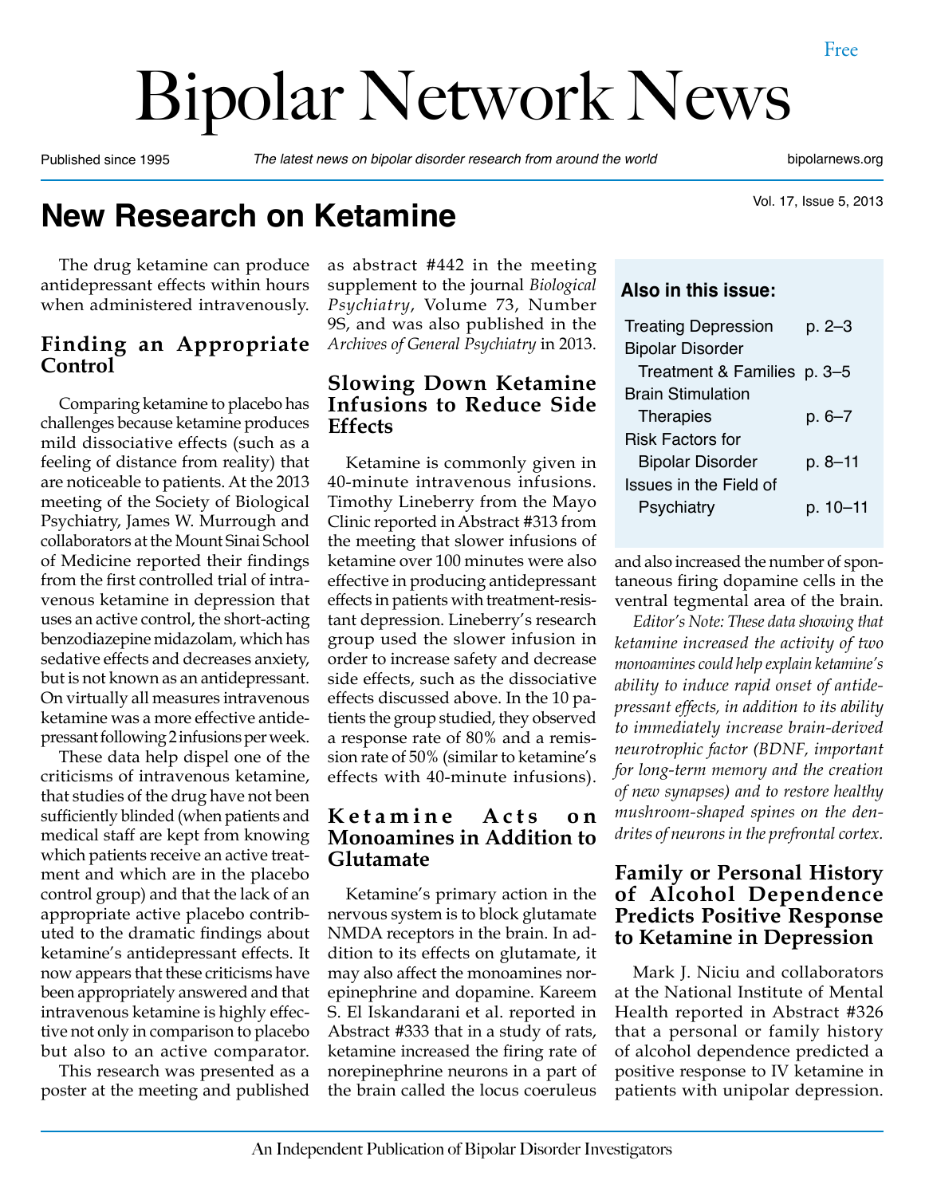# Bipolar Network News

Free

Published since 1995 | *The latest news on bipolar disorder research from around the world* | bipolarnews.org

Vol. 17, Issue 5, 2013

## New Research on Ketamine

The drug ketamine can produce antidepressant effects within hours when administered intravenously.

### Finding an Appropriate Control

Comparing ketamine to placebo has challenges because ketamine produces mild dissociative effects (such as a feeling of distance from reality) that are noticeable to patients. At the 2013 meeting of the Society of Biological Psychiatry, James W. Murrough and collaborators at the Mount Sinai School of Medicine reported their findings from the first controlled trial of intravenous ketamine in depression that uses an active control, the short-acting benzodiazepine midazolam, which has sedative effects and decreases anxiety, but is not known as an antidepressant. On virtually all measures intravenous ketamine was a more effective antidepressant following 2 infusions per week.

These data help dispel one of the criticisms of intravenous ketamine, that studies of the drug have not been sufficiently blinded (when patients and medical staff are kept from knowing which patients receive an active treatment and which are in the placebo control group) and that the lack of an appropriate active placebo contributed to the dramatic findings about ketamine's antidepressant effects. It now appears that these criticisms have been appropriately answered and that intravenous ketamine is highly effective not only in comparison to placebo but also to an active comparator.

This research was presented as a poster at the meeting and published as abstract #442 in the meeting supplement to the journal *Biological Psychiatry*, Volume 73, Number 9S, and was also published in the *Archives of General Psychiatry* in 2013.

### Slowing Down Ketamine Infusions to Reduce Side Effects

Ketamine is commonly given in 40-minute intravenous infusions. Timothy Lineberry from the Mayo Clinic reported in Abstract #313 from the meeting that slower infusions of ketamine over 100 minutes were also effective in producing antidepressant effects in patients with treatment-resistant depression. Lineberry's research group used the slower infusion in order to increase safety and decrease side effects, such as the dissociative effects discussed above. In the 10 patients the group studied, they observed a response rate of 80% and a remission rate of 50% (similar to ketamine's effects with 40-minute infusions).

### Ketamine Acts on Monoamines in Addition to Glutamate

Ketamine's primary action in the nervous system is to block glutamate NMDA receptors in the brain. In addition to its effects on glutamate, it may also affect the monoamines norepinephrine and dopamine. Kareem S. El Iskandarani et al. reported in Abstract #333 that in a study of rats, ketamine increased the firing rate of norepinephrine neurons in a part of the brain called the locus coeruleus and also increased the number of spontaneous firing dopamine cells in the ventral tegmental area of the brain.

*Editor's Note: These data showing that ketamine increased the activity of two monoamines could help explain ketamine's ability to induce rapid onset of antidepressant effects, in addition to its ability to immediately increase brain-derived neurotrophic factor (BDNF, important for long-term memory and the creation of new synapses) and to restore healthy mushroom-shaped spines on the dendrites of neurons in the prefrontal cortex.*

### Family or Personal History of Alcohol Dependence Predicts Positive Response to Ketamine in Depression

Mark J. Niciu and collaborators at the National Institute of Mental Health reported in Abstract #326 that a personal or family history of alcohol dependence predicted a positive response to IV ketamine in patients with unipolar depression.

---

**Also in this issue:**

| | |
|---|---|
| Treating Depression | p. 2–3 |
| Bipolar Disorder Treatment & Families | p. 3–5 |
| Brain Stimulation Therapies | p. 6–7 |
| Risk Factors for Bipolar Disorder | p. 8–11 |
| Issues in the Field of Psychiatry | p. 10–11 |

---

An Independent Publication of Bipolar Disorder Investigators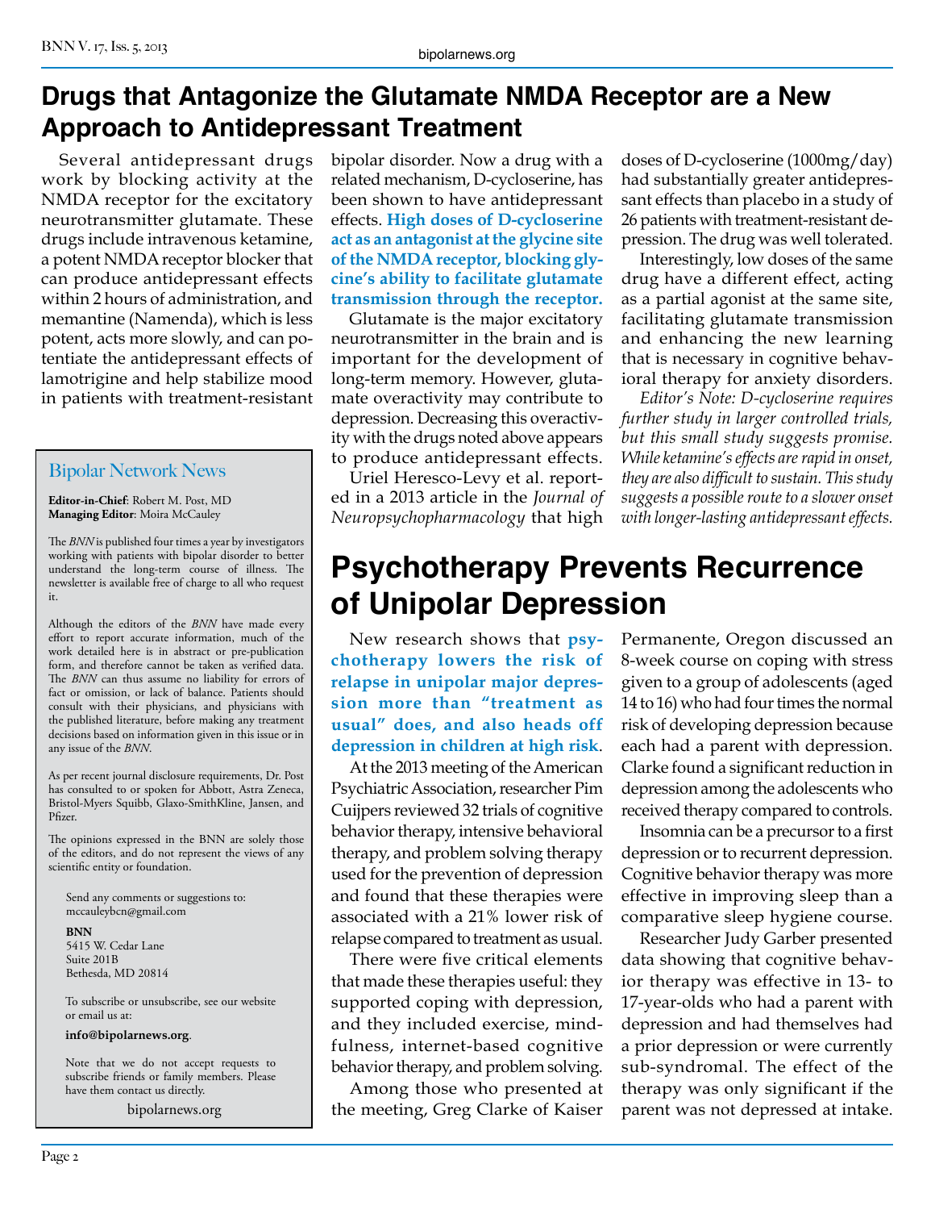# Drugs that Antagonize the Glutamate NMDA Receptor are a New Approach to Antidepressant Treatment

Several antidepressant drugs work by blocking activity at the NMDA receptor for the excitatory neurotransmitter glutamate. These drugs include intravenous ketamine, a potent NMDA receptor blocker that can produce antidepressant effects within 2 hours of administration, and memantine (Namenda), which is less potent, acts more slowly, and can potentiate the antidepressant effects of lamotrigine and help stabilize mood in patients with treatment-resistant bipolar disorder. Now a drug with a related mechanism, D-cycloserine, has been shown to have antidepressant effects. **High doses of D-cycloserine act as an antagonist at the glycine site of the NMDA receptor, blocking glycine's ability to facilitate glutamate transmission through the receptor.**

Glutamate is the major excitatory neurotransmitter in the brain and is important for the development of long-term memory. However, glutamate overactivity may contribute to depression. Decreasing this overactivity with the drugs noted above appears to produce antidepressant effects.

Uriel Heresco-Levy et al. reported in a 2013 article in the *Journal of Neuropsychopharmacology* that high doses of D-cycloserine (1000mg/day) had substantially greater antidepressant effects than placebo in a study of 26 patients with treatment-resistant depression. The drug was well tolerated.

Interestingly, low doses of the same drug have a different effect, acting as a partial agonist at the same site, facilitating glutamate transmission and enhancing the new learning that is necessary in cognitive behavioral therapy for anxiety disorders.

*Editor's Note: D-cycloserine requires further study in larger controlled trials, but this small study suggests promise. While ketamine's effects are rapid in onset, they are also difficult to sustain. This study suggests a possible route to a slower onset with longer-lasting antidepressant effects.*

---

**Bipolar Network News**

**Editor-in-Chief**: Robert M. Post, MD
**Managing Editor**: Moira McCauley

The *BNN* is published four times a year by investigators working with patients with bipolar disorder to better understand the long-term course of illness. The newsletter is available free of charge to all who request it.

Although the editors of the *BNN* have made every effort to report accurate information, much of the work detailed here is in abstract or pre-publication form, and therefore cannot be taken as verified data. The *BNN* can thus assume no liability for errors of fact or omission, or lack of balance. Patients should consult with their physicians, and physicians with the published literature, before making any treatment decisions based on information given in this issue or in any issue of the *BNN*.

As per recent journal disclosure requirements, Dr. Post has consulted to or spoken for Abbott, Astra Zeneca, Bristol-Myers Squibb, Glaxo-SmithKline, Jansen, and Pfizer.

The opinions expressed in the BNN are solely those of the editors, and do not represent the views of any scientific entity or foundation.

Send any comments or suggestions to:
mccauleybcn@gmail.com

**BNN**
5415 W. Cedar Lane
Suite 201B
Bethesda, MD 20814

To subscribe or unsubscribe, see our website or email us at:

**info@bipolarnews.org**.

Note that we do not accept requests to subscribe friends or family members. Please have them contact us directly.

bipolarnews.org

---

# Psychotherapy Prevents Recurrence of Unipolar Depression

New research shows that **psychotherapy lowers the risk of relapse in unipolar major depression more than "treatment as usual" does, and also heads off depression in children at high risk**.

At the 2013 meeting of the American Psychiatric Association, researcher Pim Cuijpers reviewed 32 trials of cognitive behavior therapy, intensive behavioral therapy, and problem solving therapy used for the prevention of depression and found that these therapies were associated with a 21% lower risk of relapse compared to treatment as usual.

There were five critical elements that made these therapies useful: they supported coping with depression, and they included exercise, mindfulness, internet-based cognitive behavior therapy, and problem solving.

Among those who presented at the meeting, Greg Clarke of Kaiser Permanente, Oregon discussed an 8-week course on coping with stress given to a group of adolescents (aged 14 to 16) who had four times the normal risk of developing depression because each had a parent with depression. Clarke found a significant reduction in depression among the adolescents who received therapy compared to controls.

Insomnia can be a precursor to a first depression or to recurrent depression. Cognitive behavior therapy was more effective in improving sleep than a comparative sleep hygiene course.

Researcher Judy Garber presented data showing that cognitive behavior therapy was effective in 13- to 17-year-olds who had a parent with depression and had themselves had a prior depression or were currently sub-syndromal. The effect of the therapy was only significant if the parent was not depressed at intake.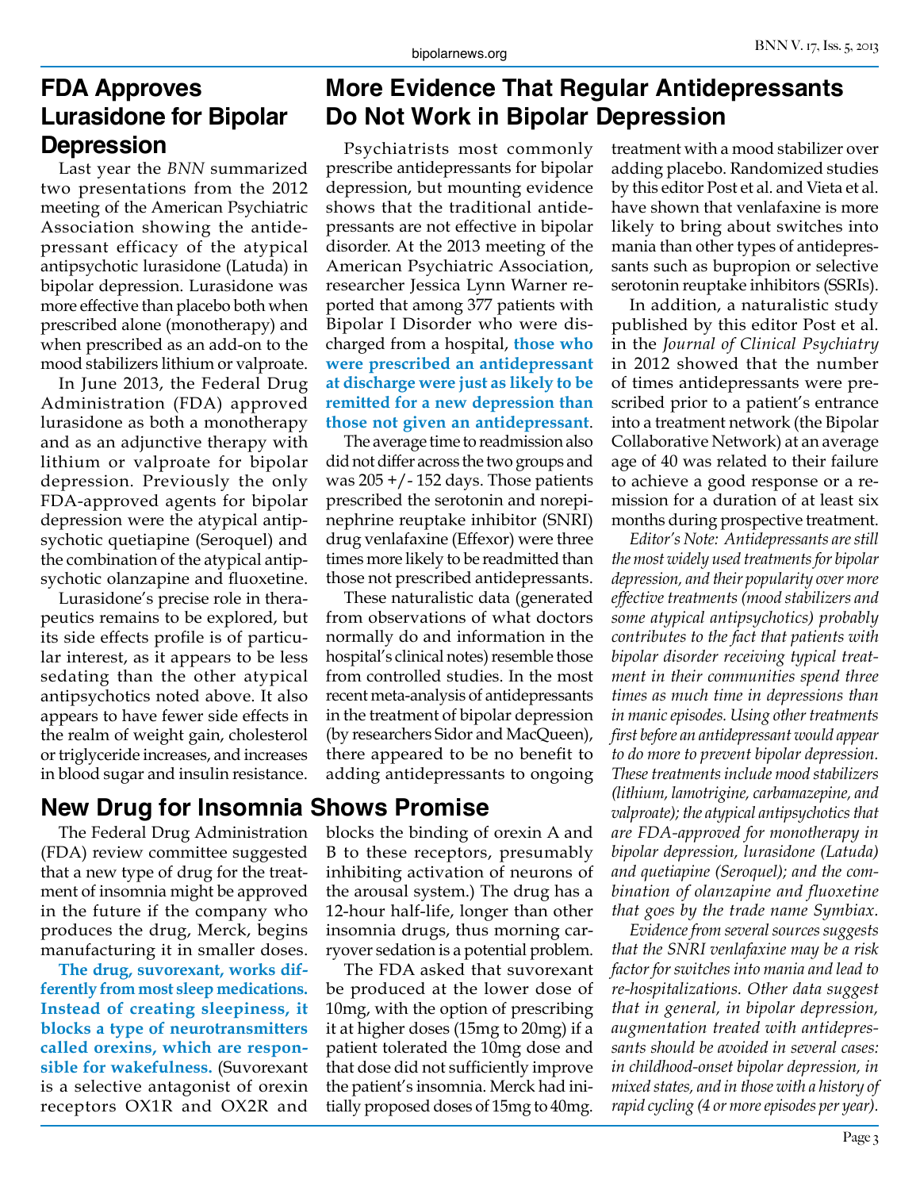## FDA Approves Lurasidone for Bipolar Depression

Last year the *BNN* summarized two presentations from the 2012 meeting of the American Psychiatric Association showing the antidepressant efficacy of the atypical antipsychotic lurasidone (Latuda) in bipolar depression. Lurasidone was more effective than placebo both when prescribed alone (monotherapy) and when prescribed as an add-on to the mood stabilizers lithium or valproate.

In June 2013, the Federal Drug Administration (FDA) approved lurasidone as both a monotherapy and as an adjunctive therapy with lithium or valproate for bipolar depression. Previously the only FDA-approved agents for bipolar depression were the atypical antipsychotic quetiapine (Seroquel) and the combination of the atypical antipsychotic olanzapine and fluoxetine.

Lurasidone's precise role in therapeutics remains to be explored, but its side effects profile is of particular interest, as it appears to be less sedating than the other atypical antipsychotics noted above. It also appears to have fewer side effects in the realm of weight gain, cholesterol or triglyceride increases, and increases in blood sugar and insulin resistance.

## More Evidence That Regular Antidepressants Do Not Work in Bipolar Depression

Psychiatrists most commonly prescribe antidepressants for bipolar depression, but mounting evidence shows that the traditional antidepressants are not effective in bipolar disorder. At the 2013 meeting of the American Psychiatric Association, researcher Jessica Lynn Warner reported that among 377 patients with Bipolar I Disorder who were discharged from a hospital, **those who were prescribed an antidepressant at discharge were just as likely to be remitted for a new depression than those not given an antidepressant**.

The average time to readmission also did not differ across the two groups and was 205 +/- 152 days. Those patients prescribed the serotonin and norepinephrine reuptake inhibitor (SNRI) drug venlafaxine (Effexor) were three times more likely to be readmitted than those not prescribed antidepressants.

These naturalistic data (generated from observations of what doctors normally do and information in the hospital's clinical notes) resemble those from controlled studies. In the most recent meta-analysis of antidepressants in the treatment of bipolar depression (by researchers Sidor and MacQueen), there appeared to be no benefit to adding antidepressants to ongoing treatment with a mood stabilizer over adding placebo. Randomized studies by this editor Post et al. and Vieta et al. have shown that venlafaxine is more likely to bring about switches into mania than other types of antidepressants such as bupropion or selective serotonin reuptake inhibitors (SSRIs).

In addition, a naturalistic study published by this editor Post et al. in the *Journal of Clinical Psychiatry* in 2012 showed that the number of times antidepressants were prescribed prior to a patient's entrance into a treatment network (the Bipolar Collaborative Network) at an average age of 40 was related to their failure to achieve a good response or a remission for a duration of at least six months during prospective treatment.

*Editor's Note: Antidepressants are still the most widely used treatments for bipolar depression, and their popularity over more effective treatments (mood stabilizers and some atypical antipsychotics) probably contributes to the fact that patients with bipolar disorder receiving typical treatment in their communities spend three times as much time in depressions than in manic episodes. Using other treatments first before an antidepressant would appear to do more to prevent bipolar depression. These treatments include mood stabilizers (lithium, lamotrigine, carbamazepine, and valproate); the atypical antipsychotics that are FDA-approved for monotherapy in bipolar depression, lurasidone (Latuda) and quetiapine (Seroquel); and the combination of olanzapine and fluoxetine that goes by the trade name Symbiax.*

*Evidence from several sources suggests that the SNRI venlafaxine may be a risk factor for switches into mania and lead to re-hospitalizations. Other data suggest that in general, in bipolar depression, augmentation treated with antidepressants should be avoided in several cases: in childhood-onset bipolar depression, in mixed states, and in those with a history of rapid cycling (4 or more episodes per year).*

## New Drug for Insomnia Shows Promise

The Federal Drug Administration (FDA) review committee suggested that a new type of drug for the treatment of insomnia might be approved in the future if the company who produces the drug, Merck, begins manufacturing it in smaller doses.

**The drug, suvorexant, works differently from most sleep medications. Instead of creating sleepiness, it blocks a type of neurotransmitters called orexins, which are responsible for wakefulness.** (Suvorexant is a selective antagonist of orexin receptors OX1R and OX2R and blocks the binding of orexin A and B to these receptors, presumably inhibiting activation of neurons of the arousal system.) The drug has a 12-hour half-life, longer than other insomnia drugs, thus morning carryover sedation is a potential problem.

The FDA asked that suvorexant be produced at the lower dose of 10mg, with the option of prescribing it at higher doses (15mg to 20mg) if a patient tolerated the 10mg dose and that dose did not sufficiently improve the patient's insomnia. Merck had initially proposed doses of 15mg to 40mg.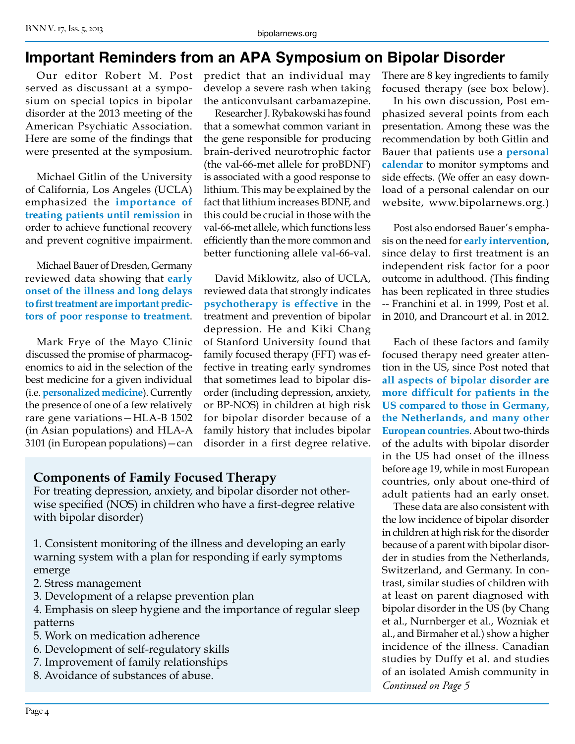# Important Reminders from an APA Symposium on Bipolar Disorder

Our editor Robert M. Post served as discussant at a symposium on special topics in bipolar disorder at the 2013 meeting of the American Psychiatric Association. Here are some of the findings that were presented at the symposium.

Michael Gitlin of the University of California, Los Angeles (UCLA) emphasized the **importance of treating patients until remission** in order to achieve functional recovery and prevent cognitive impairment.

Michael Bauer of Dresden, Germany reviewed data showing that **early onset of the illness and long delays to first treatment are important predictors of poor response to treatment**.

Mark Frye of the Mayo Clinic discussed the promise of pharmacogenomics to aid in the selection of the best medicine for a given individual (i.e. **personalized medicine**). Currently the presence of one of a few relatively rare gene variations—HLA-B 1502 (in Asian populations) and HLA-A 3101 (in European populations)—can predict that an individual may develop a severe rash when taking the anticonvulsant carbamazepine.

Researcher J. Rybakowski has found that a somewhat common variant in the gene responsible for producing brain-derived neurotrophic factor (the val-66-met allele for proBDNF) is associated with a good response to lithium. This may be explained by the fact that lithium increases BDNF, and this could be crucial in those with the val-66-met allele, which functions less efficiently than the more common and better functioning allele val-66-val.

David Miklowitz, also of UCLA, reviewed data that strongly indicates **psychotherapy is effective** in the treatment and prevention of bipolar depression. He and Kiki Chang of Stanford University found that family focused therapy (FFT) was effective in treating early syndromes that sometimes lead to bipolar disorder (including depression, anxiety, or BP-NOS) in children at high risk for bipolar disorder because of a family history that includes bipolar disorder in a first degree relative. There are 8 key ingredients to family focused therapy (see box below).

In his own discussion, Post emphasized several points from each presentation. Among these was the recommendation by both Gitlin and Bauer that patients use a **personal calendar** to monitor symptoms and side effects. (We offer an easy download of a personal calendar on our website, www.bipolarnews.org.)

Post also endorsed Bauer's emphasis on the need for **early intervention**, since delay to first treatment is an independent risk factor for a poor outcome in adulthood. (This finding has been replicated in three studies -- Franchini et al. in 1999, Post et al. in 2010, and Drancourt et al. in 2012.

Each of these factors and family focused therapy need greater attention in the US, since Post noted that **all aspects of bipolar disorder are more difficult for patients in the US compared to those in Germany, the Netherlands, and many other European countries**. About two-thirds of the adults with bipolar disorder in the US had onset of the illness before age 19, while in most European countries, only about one-third of adult patients had an early onset.

These data are also consistent with the low incidence of bipolar disorder in children at high risk for the disorder because of a parent with bipolar disorder in studies from the Netherlands, Switzerland, and Germany. In contrast, similar studies of children with at least on parent diagnosed with bipolar disorder in the US (by Chang et al., Nurnberger et al., Wozniak et al., and Birmaher et al.) show a higher incidence of the illness. Canadian studies by Duffy et al. and studies of an isolated Amish community in

*Continued on Page 5*

### Components of Family Focused Therapy

For treating depression, anxiety, and bipolar disorder not otherwise specified (NOS) in children who have a first-degree relative with bipolar disorder)

1. Consistent monitoring of the illness and developing an early warning system with a plan for responding if early symptoms emerge
2. Stress management
3. Development of a relapse prevention plan
4. Emphasis on sleep hygiene and the importance of regular sleep patterns
5. Work on medication adherence
6. Development of self-regulatory skills
7. Improvement of family relationships
8. Avoidance of substances of abuse.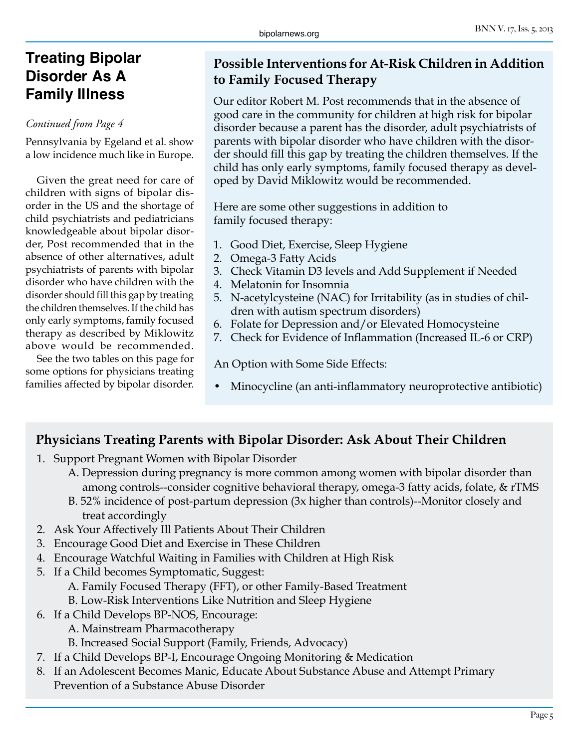# Treating Bipolar Disorder As A Family Illness

*Continued from Page 4*

Pennsylvania by Egeland et al. show a low incidence much like in Europe.

Given the great need for care of children with signs of bipolar disorder in the US and the shortage of child psychiatrists and pediatricians knowledgeable about bipolar disorder, Post recommended that in the absence of other alternatives, adult psychiatrists of parents with bipolar disorder who have children with the disorder should fill this gap by treating the children themselves. If the child has only early symptoms, family focused therapy as described by Miklowitz above would be recommended.

See the two tables on this page for some options for physicians treating families affected by bipolar disorder.

## Possible Interventions for At-Risk Children in Addition to Family Focused Therapy

Our editor Robert M. Post recommends that in the absence of good care in the community for children at high risk for bipolar disorder because a parent has the disorder, adult psychiatrists of parents with bipolar disorder who have children with the disorder should fill this gap by treating the children themselves. If the child has only early symptoms, family focused therapy as developed by David Miklowitz would be recommended.

Here are some other suggestions in addition to family focused therapy:

1. Good Diet, Exercise, Sleep Hygiene
2. Omega-3 Fatty Acids
3. Check Vitamin D3 levels and Add Supplement if Needed
4. Melatonin for Insomnia
5. N-acetylcysteine (NAC) for Irritability (as in studies of children with autism spectrum disorders)
6. Folate for Depression and/or Elevated Homocysteine
7. Check for Evidence of Inflammation (Increased IL-6 or CRP)

An Option with Some Side Effects:

- Minocycline (an anti-inflammatory neuroprotective antibiotic)

## Physicians Treating Parents with Bipolar Disorder: Ask About Their Children

1. Support Pregnant Women with Bipolar Disorder
   - A. Depression during pregnancy is more common among women with bipolar disorder than among controls--consider cognitive behavioral therapy, omega-3 fatty acids, folate, & rTMS
   - B. 52% incidence of post-partum depression (3x higher than controls)--Monitor closely and treat accordingly
2. Ask Your Affectively Ill Patients About Their Children
3. Encourage Good Diet and Exercise in These Children
4. Encourage Watchful Waiting in Families with Children at High Risk
5. If a Child becomes Symptomatic, Suggest:
   - A. Family Focused Therapy (FFT), or other Family-Based Treatment
   - B. Low-Risk Interventions Like Nutrition and Sleep Hygiene
6. If a Child Develops BP-NOS, Encourage:
   - A. Mainstream Pharmacotherapy
   - B. Increased Social Support (Family, Friends, Advocacy)
7. If a Child Develops BP-I, Encourage Ongoing Monitoring & Medication
8. If an Adolescent Becomes Manic, Educate About Substance Abuse and Attempt Primary Prevention of a Substance Abuse Disorder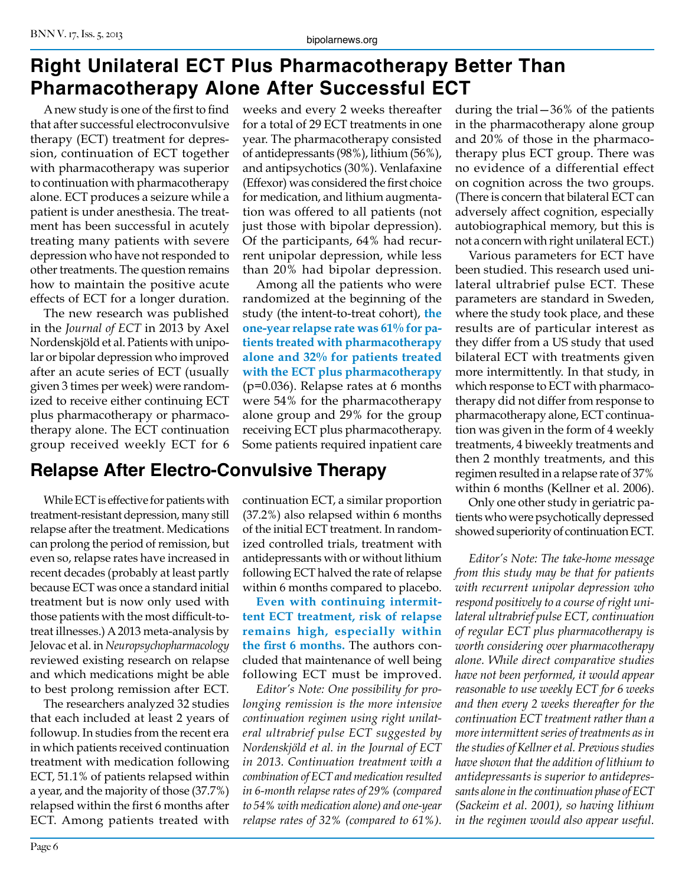# Right Unilateral ECT Plus Pharmacotherapy Better Than Pharmacotherapy Alone After Successful ECT

A new study is one of the first to find that after successful electroconvulsive therapy (ECT) treatment for depression, continuation of ECT together with pharmacotherapy was superior to continuation with pharmacotherapy alone. ECT produces a seizure while a patient is under anesthesia. The treatment has been successful in acutely treating many patients with severe depression who have not responded to other treatments. The question remains how to maintain the positive acute effects of ECT for a longer duration.

The new research was published in the *Journal of ECT* in 2013 by Axel Nordenskjöld et al. Patients with unipolar or bipolar depression who improved after an acute series of ECT (usually given 3 times per week) were randomized to receive either continuing ECT plus pharmacotherapy or pharmacotherapy alone. The ECT continuation group received weekly ECT for 6 weeks and every 2 weeks thereafter for a total of 29 ECT treatments in one year. The pharmacotherapy consisted of antidepressants (98%), lithium (56%), and antipsychotics (30%). Venlafaxine (Effexor) was considered the first choice for medication, and lithium augmentation was offered to all patients (not just those with bipolar depression). Of the participants, 64% had recurrent unipolar depression, while less than 20% had bipolar depression.

Among all the patients who were randomized at the beginning of the study (the intent-to-treat cohort), **the one-year relapse rate was 61% for patients treated with pharmacotherapy alone and 32% for patients treated with the ECT plus pharmacotherapy** ($p=0.036$). Relapse rates at 6 months were 54% for the pharmacotherapy alone group and 29% for the group receiving ECT plus pharmacotherapy. Some patients required inpatient care during the trial—36% of the patients in the pharmacotherapy alone group and 20% of those in the pharmacotherapy plus ECT group. There was no evidence of a differential effect on cognition across the two groups. (There is concern that bilateral ECT can adversely affect cognition, especially autobiographical memory, but this is not a concern with right unilateral ECT.)

Various parameters for ECT have been studied. This research used unilateral ultrabrief pulse ECT. These parameters are standard in Sweden, where the study took place, and these results are of particular interest as they differ from a US study that used bilateral ECT with treatments given more intermittently. In that study, in which response to ECT with pharmacotherapy did not differ from response to pharmacotherapy alone, ECT continuation was given in the form of 4 weekly treatments, 4 biweekly treatments and then 2 monthly treatments, and this regimen resulted in a relapse rate of 37% within 6 months (Kellner et al. 2006).

Only one other study in geriatric patients who were psychotically depressed showed superiority of continuation ECT.

*Editor's Note: The take-home message from this study may be that for patients with recurrent unipolar depression who respond positively to a course of right unilateral ultrabrief pulse ECT, continuation of regular ECT plus pharmacotherapy is worth considering over pharmacotherapy alone. While direct comparative studies have not been performed, it would appear reasonable to use weekly ECT for 6 weeks and then every 2 weeks thereafter for the continuation ECT treatment rather than a more intermittent series of treatments as in the studies of Kellner et al. Previous studies have shown that the addition of lithium to antidepressants is superior to antidepressants alone in the continuation phase of ECT (Sackeim et al. 2001), so having lithium in the regimen would also appear useful.*

# Relapse After Electro-Convulsive Therapy

While ECT is effective for patients with treatment-resistant depression, many still relapse after the treatment. Medications can prolong the period of remission, but even so, relapse rates have increased in recent decades (probably at least partly because ECT was once a standard initial treatment but is now only used with those patients with the most difficult-to-treat illnesses.) A 2013 meta-analysis by Jelovac et al. in *Neuropsychopharmacology* reviewed existing research on relapse and which medications might be able to best prolong remission after ECT.

The researchers analyzed 32 studies that each included at least 2 years of followup. In studies from the recent era in which patients received continuation treatment with medication following ECT, 51.1% of patients relapsed within a year, and the majority of those (37.7%) relapsed within the first 6 months after ECT. Among patients treated with continuation ECT, a similar proportion (37.2%) also relapsed within 6 months of the initial ECT treatment. In randomized controlled trials, treatment with antidepressants with or without lithium following ECT halved the rate of relapse within 6 months compared to placebo.

**Even with continuing intermittent ECT treatment, risk of relapse remains high, especially within the first 6 months.** The authors concluded that maintenance of well being following ECT must be improved.

*Editor's Note: One possibility for prolonging remission is the more intensive continuation regimen using right unilateral ultrabrief pulse ECT suggested by Nordenskjöld et al. in the Journal of ECT in 2013. Continuation treatment with a combination of ECT and medication resulted in 6-month relapse rates of 29% (compared to 54% with medication alone) and one-year relapse rates of 32% (compared to 61%).*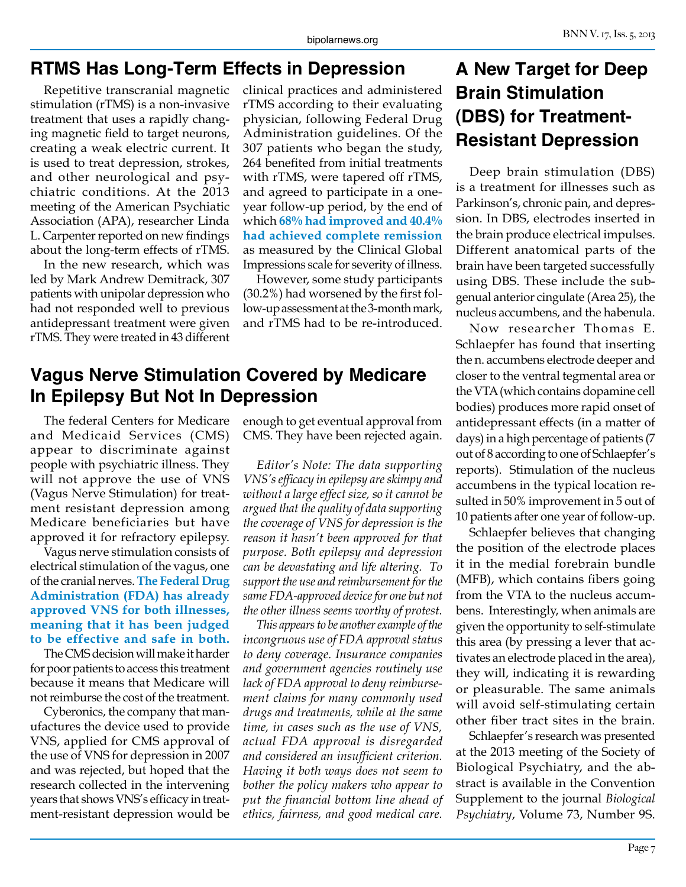## RTMS Has Long-Term Effects in Depression

Repetitive transcranial magnetic stimulation (rTMS) is a non-invasive treatment that uses a rapidly changing magnetic field to target neurons, creating a weak electric current. It is used to treat depression, strokes, and other neurological and psychiatric conditions. At the 2013 meeting of the American Psychiatric Association (APA), researcher Linda L. Carpenter reported on new findings about the long-term effects of rTMS.

In the new research, which was led by Mark Andrew Demitrack, 307 patients with unipolar depression who had not responded well to previous antidepressant treatment were given rTMS. They were treated in 43 different clinical practices and administered rTMS according to their evaluating physician, following Federal Drug Administration guidelines. Of the 307 patients who began the study, 264 benefited from initial treatments with rTMS, were tapered off rTMS, and agreed to participate in a one-year follow-up period, by the end of which **68% had improved and 40.4% had achieved complete remission** as measured by the Clinical Global Impressions scale for severity of illness.

However, some study participants (30.2%) had worsened by the first follow-up assessment at the 3-month mark, and rTMS had to be re-introduced.

## Vagus Nerve Stimulation Covered by Medicare In Epilepsy But Not In Depression

The federal Centers for Medicare and Medicaid Services (CMS) appear to discriminate against people with psychiatric illness. They will not approve the use of VNS (Vagus Nerve Stimulation) for treatment resistant depression among Medicare beneficiaries but have approved it for refractory epilepsy.

Vagus nerve stimulation consists of electrical stimulation of the vagus, one of the cranial nerves. **The Federal Drug Administration (FDA) has already approved VNS for both illnesses, meaning that it has been judged to be effective and safe in both.**

The CMS decision will make it harder for poor patients to access this treatment because it means that Medicare will not reimburse the cost of the treatment.

Cyberonics, the company that manufactures the device used to provide VNS, applied for CMS approval of the use of VNS for depression in 2007 and was rejected, but hoped that the research collected in the intervening years that shows VNS's efficacy in treatment-resistant depression would be enough to get eventual approval from CMS. They have been rejected again.

*Editor's Note: The data supporting VNS's efficacy in epilepsy are skimpy and without a large effect size, so it cannot be argued that the quality of data supporting the coverage of VNS for depression is the reason it hasn't been approved for that purpose. Both epilepsy and depression can be devastating and life altering. To support the use and reimbursement for the same FDA-approved device for one but not the other illness seems worthy of protest.*

*This appears to be another example of the incongruous use of FDA approval status to deny coverage. Insurance companies and government agencies routinely use lack of FDA approval to deny reimbursement claims for many commonly used drugs and treatments, while at the same time, in cases such as the use of VNS, actual FDA approval is disregarded and considered an insufficient criterion. Having it both ways does not seem to bother the policy makers who appear to put the financial bottom line ahead of ethics, fairness, and good medical care.*

## A New Target for Deep Brain Stimulation (DBS) for Treatment-Resistant Depression

Deep brain stimulation (DBS) is a treatment for illnesses such as Parkinson's, chronic pain, and depression. In DBS, electrodes inserted in the brain produce electrical impulses. Different anatomical parts of the brain have been targeted successfully using DBS. These include the subgenual anterior cingulate (Area 25), the nucleus accumbens, and the habenula.

Now researcher Thomas E. Schlaepfer has found that inserting the n. accumbens electrode deeper and closer to the ventral tegmental area or the VTA (which contains dopamine cell bodies) produces more rapid onset of antidepressant effects (in a matter of days) in a high percentage of patients (7 out of 8 according to one of Schlaepfer's reports). Stimulation of the nucleus accumbens in the typical location resulted in 50% improvement in 5 out of 10 patients after one year of follow-up.

Schlaepfer believes that changing the position of the electrode places it in the medial forebrain bundle (MFB), which contains fibers going from the VTA to the nucleus accumbens. Interestingly, when animals are given the opportunity to self-stimulate this area (by pressing a lever that activates an electrode placed in the area), they will, indicating it is rewarding or pleasurable. The same animals will avoid self-stimulating certain other fiber tract sites in the brain.

Schlaepfer's research was presented at the 2013 meeting of the Society of Biological Psychiatry, and the abstract is available in the Convention Supplement to the journal *Biological Psychiatry*, Volume 73, Number 9S.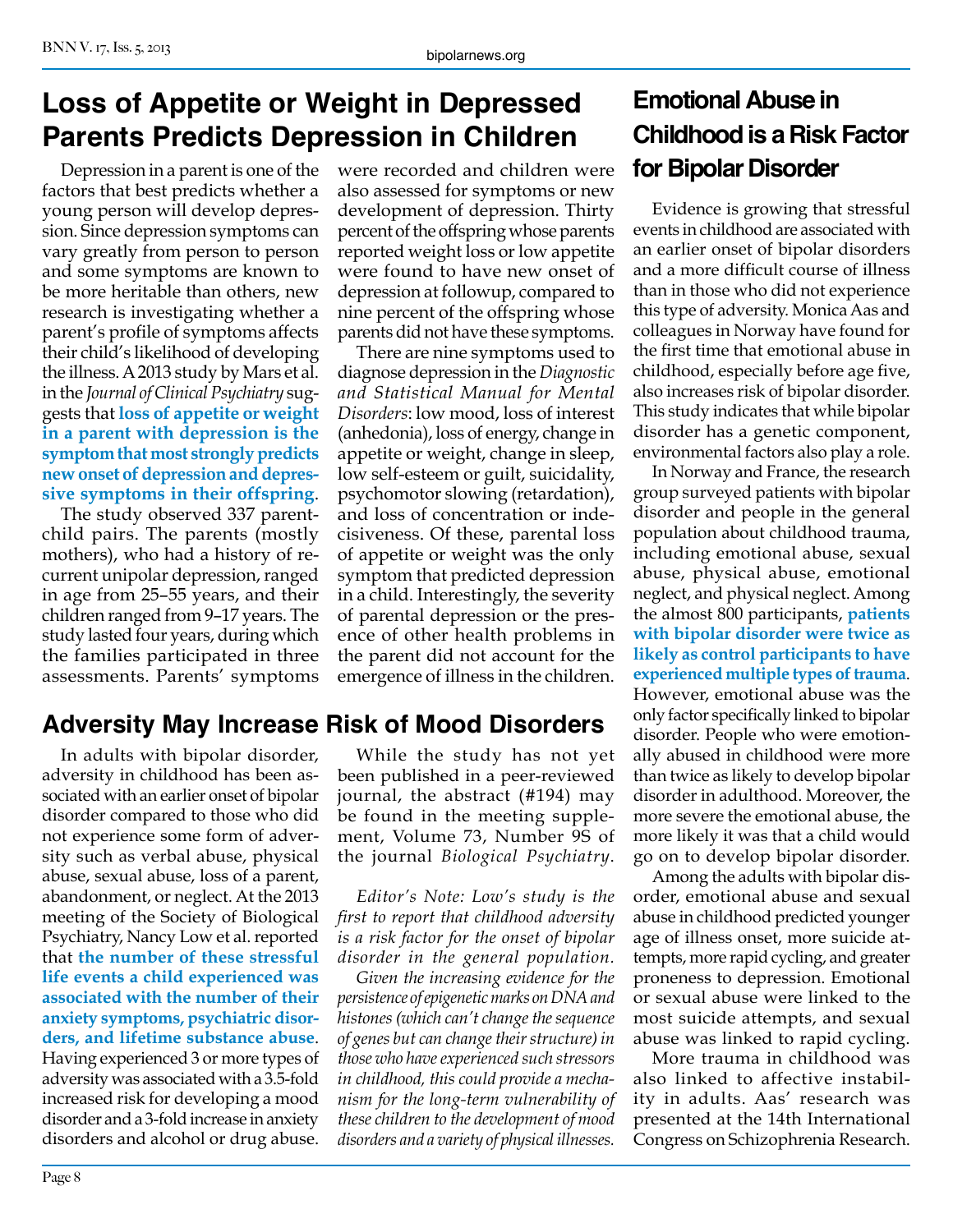## Loss of Appetite or Weight in Depressed Parents Predicts Depression in Children

Depression in a parent is one of the factors that best predicts whether a young person will develop depression. Since depression symptoms can vary greatly from person to person and some symptoms are known to be more heritable than others, new research is investigating whether a parent's profile of symptoms affects their child's likelihood of developing the illness. A 2013 study by Mars et al. in the *Journal of Clinical Psychiatry* suggests that **loss of appetite or weight in a parent with depression is the symptom that most strongly predicts new onset of depression and depressive symptoms in their offspring**.

The study observed 337 parent-child pairs. The parents (mostly mothers), who had a history of recurrent unipolar depression, ranged in age from 25–55 years, and their children ranged from 9–17 years. The study lasted four years, during which the families participated in three assessments. Parents' symptoms were recorded and children were also assessed for symptoms or new development of depression. Thirty percent of the offspring whose parents reported weight loss or low appetite were found to have new onset of depression at followup, compared to nine percent of the offspring whose parents did not have these symptoms.

There are nine symptoms used to diagnose depression in the *Diagnostic and Statistical Manual for Mental Disorders*: low mood, loss of interest (anhedonia), loss of energy, change in appetite or weight, change in sleep, low self-esteem or guilt, suicidality, psychomotor slowing (retardation), and loss of concentration or indecisiveness. Of these, parental loss of appetite or weight was the only symptom that predicted depression in a child. Interestingly, the severity of parental depression or the presence of other health problems in the parent did not account for the emergence of illness in the children.

## Adversity May Increase Risk of Mood Disorders

In adults with bipolar disorder, adversity in childhood has been associated with an earlier onset of bipolar disorder compared to those who did not experience some form of adversity such as verbal abuse, physical abuse, sexual abuse, loss of a parent, abandonment, or neglect. At the 2013 meeting of the Society of Biological Psychiatry, Nancy Low et al. reported that **the number of these stressful life events a child experienced was associated with the number of their anxiety symptoms, psychiatric disorders, and lifetime substance abuse**. Having experienced 3 or more types of adversity was associated with a 3.5-fold increased risk for developing a mood disorder and a 3-fold increase in anxiety disorders and alcohol or drug abuse.

While the study has not yet been published in a peer-reviewed journal, the abstract (#194) may be found in the meeting supplement, Volume 73, Number 9S of the journal *Biological Psychiatry*.

*Editor's Note: Low's study is the first to report that childhood adversity is a risk factor for the onset of bipolar disorder in the general population.*

*Given the increasing evidence for the persistence of epigenetic marks on DNA and histones (which can't change the sequence of genes but can change their structure) in those who have experienced such stressors in childhood, this could provide a mechanism for the long-term vulnerability of these children to the development of mood disorders and a variety of physical illnesses.*

## Emotional Abuse in Childhood is a Risk Factor for Bipolar Disorder

Evidence is growing that stressful events in childhood are associated with an earlier onset of bipolar disorders and a more difficult course of illness than in those who did not experience this type of adversity. Monica Aas and colleagues in Norway have found for the first time that emotional abuse in childhood, especially before age five, also increases risk of bipolar disorder. This study indicates that while bipolar disorder has a genetic component, environmental factors also play a role.

In Norway and France, the research group surveyed patients with bipolar disorder and people in the general population about childhood trauma, including emotional abuse, sexual abuse, physical abuse, emotional neglect, and physical neglect. Among the almost 800 participants, **patients with bipolar disorder were twice as likely as control participants to have experienced multiple types of trauma**. However, emotional abuse was the only factor specifically linked to bipolar disorder. People who were emotionally abused in childhood were more than twice as likely to develop bipolar disorder in adulthood. Moreover, the more severe the emotional abuse, the more likely it was that a child would go on to develop bipolar disorder.

Among the adults with bipolar disorder, emotional abuse and sexual abuse in childhood predicted younger age of illness onset, more suicide attempts, more rapid cycling, and greater proneness to depression. Emotional or sexual abuse were linked to the most suicide attempts, and sexual abuse was linked to rapid cycling.

More trauma in childhood was also linked to affective instability in adults. Aas' research was presented at the 14th International Congress on Schizophrenia Research.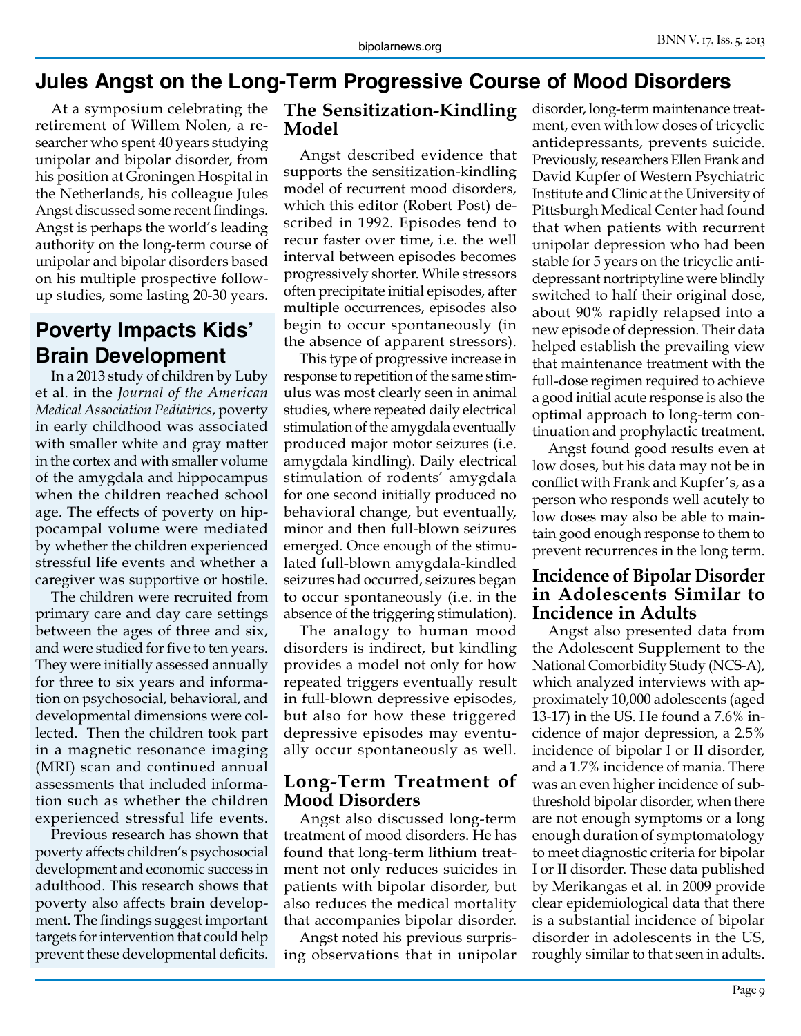# Jules Angst on the Long-Term Progressive Course of Mood Disorders

At a symposium celebrating the retirement of Willem Nolen, a researcher who spent 40 years studying unipolar and bipolar disorder, from his position at Groningen Hospital in the Netherlands, his colleague Jules Angst discussed some recent findings. Angst is perhaps the world's leading authority on the long-term course of unipolar and bipolar disorders based on his multiple prospective follow-up studies, some lasting 20-30 years.

## The Sensitization-Kindling Model

Angst described evidence that supports the sensitization-kindling model of recurrent mood disorders, which this editor (Robert Post) described in 1992. Episodes tend to recur faster over time, i.e. the well interval between episodes becomes progressively shorter. While stressors often precipitate initial episodes, after multiple occurrences, episodes also begin to occur spontaneously (in the absence of apparent stressors).

This type of progressive increase in response to repetition of the same stimulus was most clearly seen in animal studies, where repeated daily electrical stimulation of the amygdala eventually produced major motor seizures (i.e. amygdala kindling). Daily electrical stimulation of rodents' amygdala for one second initially produced no behavioral change, but eventually, minor and then full-blown seizures emerged. Once enough of the stimulated full-blown amygdala-kindled seizures had occurred, seizures began to occur spontaneously (i.e. in the absence of the triggering stimulation).

The analogy to human mood disorders is indirect, but kindling provides a model not only for how repeated triggers eventually result in full-blown depressive episodes, but also for how these triggered depressive episodes may eventually occur spontaneously as well.

## Long-Term Treatment of Mood Disorders

Angst also discussed long-term treatment of mood disorders. He has found that long-term lithium treatment not only reduces suicides in patients with bipolar disorder, but also reduces the medical mortality that accompanies bipolar disorder.

Angst noted his previous surprising observations that in unipolar disorder, long-term maintenance treatment, even with low doses of tricyclic antidepressants, prevents suicide. Previously, researchers Ellen Frank and David Kupfer of Western Psychiatric Institute and Clinic at the University of Pittsburgh Medical Center had found that when patients with recurrent unipolar depression who had been stable for 5 years on the tricyclic antidepressant nortriptyline were blindly switched to half their original dose, about 90% rapidly relapsed into a new episode of depression. Their data helped establish the prevailing view that maintenance treatment with the full-dose regimen required to achieve a good initial acute response is also the optimal approach to long-term continuation and prophylactic treatment.

Angst found good results even at low doses, but his data may not be in conflict with Frank and Kupfer's, as a person who responds well acutely to low doses may also be able to maintain good enough response to them to prevent recurrences in the long term.

## Incidence of Bipolar Disorder in Adolescents Similar to Incidence in Adults

Angst also presented data from the Adolescent Supplement to the National Comorbidity Study (NCS-A), which analyzed interviews with approximately 10,000 adolescents (aged 13-17) in the US. He found a 7.6% incidence of major depression, a 2.5% incidence of bipolar I or II disorder, and a 1.7% incidence of mania. There was an even higher incidence of subthreshold bipolar disorder, when there are not enough symptoms or a long enough duration of symptomatology to meet diagnostic criteria for bipolar I or II disorder. These data published by Merikangas et al. in 2009 provide clear epidemiological data that there is a substantial incidence of bipolar disorder in adolescents in the US, roughly similar to that seen in adults.

# Poverty Impacts Kids' Brain Development

In a 2013 study of children by Luby et al. in the *Journal of the American Medical Association Pediatrics*, poverty in early childhood was associated with smaller white and gray matter in the cortex and with smaller volume of the amygdala and hippocampus when the children reached school age. The effects of poverty on hippocampal volume were mediated by whether the children experienced stressful life events and whether a caregiver was supportive or hostile.

The children were recruited from primary care and day care settings between the ages of three and six, and were studied for five to ten years. They were initially assessed annually for three to six years and information on psychosocial, behavioral, and developmental dimensions were collected. Then the children took part in a magnetic resonance imaging (MRI) scan and continued annual assessments that included information such as whether the children experienced stressful life events.

Previous research has shown that poverty affects children's psychosocial development and economic success in adulthood. This research shows that poverty also affects brain development. The findings suggest important targets for intervention that could help prevent these developmental deficits.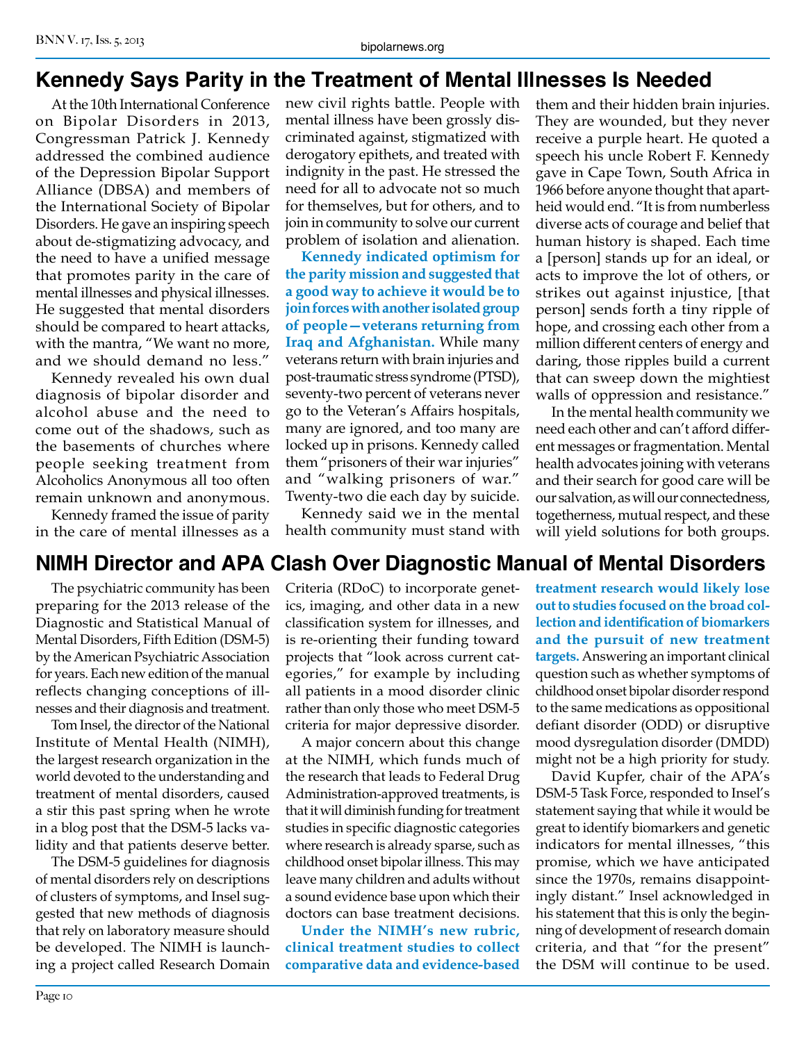## Kennedy Says Parity in the Treatment of Mental Illnesses Is Needed

At the 10th International Conference on Bipolar Disorders in 2013, Congressman Patrick J. Kennedy addressed the combined audience of the Depression Bipolar Support Alliance (DBSA) and members of the International Society of Bipolar Disorders. He gave an inspiring speech about de-stigmatizing advocacy, and the need to have a unified message that promotes parity in the care of mental illnesses and physical illnesses. He suggested that mental disorders should be compared to heart attacks, with the mantra, "We want no more, and we should demand no less."

Kennedy revealed his own dual diagnosis of bipolar disorder and alcohol abuse and the need to come out of the shadows, such as the basements of churches where people seeking treatment from Alcoholics Anonymous all too often remain unknown and anonymous.

Kennedy framed the issue of parity in the care of mental illnesses as a new civil rights battle. People with mental illness have been grossly discriminated against, stigmatized with derogatory epithets, and treated with indignity in the past. He stressed the need for all to advocate not so much for themselves, but for others, and to join in community to solve our current problem of isolation and alienation.

**Kennedy indicated optimism for the parity mission and suggested that a good way to achieve it would be to join forces with another isolated group of people—veterans returning from Iraq and Afghanistan.** While many veterans return with brain injuries and post-traumatic stress syndrome (PTSD), seventy-two percent of veterans never go to the Veteran's Affairs hospitals, many are ignored, and too many are locked up in prisons. Kennedy called them "prisoners of their war injuries" and "walking prisoners of war." Twenty-two die each day by suicide.

Kennedy said we in the mental health community must stand with them and their hidden brain injuries. They are wounded, but they never receive a purple heart. He quoted a speech his uncle Robert F. Kennedy gave in Cape Town, South Africa in 1966 before anyone thought that apartheid would end. "It is from numberless diverse acts of courage and belief that human history is shaped. Each time a [person] stands up for an ideal, or acts to improve the lot of others, or strikes out against injustice, [that person] sends forth a tiny ripple of hope, and crossing each other from a million different centers of energy and daring, those ripples build a current that can sweep down the mightiest walls of oppression and resistance."

In the mental health community we need each other and can't afford different messages or fragmentation. Mental health advocates joining with veterans and their search for good care will be our salvation, as will our connectedness, togetherness, mutual respect, and these will yield solutions for both groups.

## NIMH Director and APA Clash Over Diagnostic Manual of Mental Disorders

The psychiatric community has been preparing for the 2013 release of the Diagnostic and Statistical Manual of Mental Disorders, Fifth Edition (DSM-5) by the American Psychiatric Association for years. Each new edition of the manual reflects changing conceptions of illnesses and their diagnosis and treatment.

Tom Insel, the director of the National Institute of Mental Health (NIMH), the largest research organization in the world devoted to the understanding and treatment of mental disorders, caused a stir this past spring when he wrote in a blog post that the DSM-5 lacks validity and that patients deserve better.

The DSM-5 guidelines for diagnosis of mental disorders rely on descriptions of clusters of symptoms, and Insel suggested that new methods of diagnosis that rely on laboratory measure should be developed. The NIMH is launching a project called Research Domain Criteria (RDoC) to incorporate genetics, imaging, and other data in a new classification system for illnesses, and is re-orienting their funding toward projects that "look across current categories," for example by including all patients in a mood disorder clinic rather than only those who meet DSM-5 criteria for major depressive disorder.

A major concern about this change at the NIMH, which funds much of the research that leads to Federal Drug Administration-approved treatments, is that it will diminish funding for treatment studies in specific diagnostic categories where research is already sparse, such as childhood onset bipolar illness. This may leave many children and adults without a sound evidence base upon which their doctors can base treatment decisions.

**Under the NIMH's new rubric, clinical treatment studies to collect comparative data and evidence-based treatment research would likely lose out to studies focused on the broad collection and identification of biomarkers and the pursuit of new treatment targets.** Answering an important clinical question such as whether symptoms of childhood onset bipolar disorder respond to the same medications as oppositional defiant disorder (ODD) or disruptive mood dysregulation disorder (DMDD) might not be a high priority for study.

David Kupfer, chair of the APA's DSM-5 Task Force, responded to Insel's statement saying that while it would be great to identify biomarkers and genetic indicators for mental illnesses, "this promise, which we have anticipated since the 1970s, remains disappointingly distant." Insel acknowledged in his statement that this is only the beginning of development of research domain criteria, and that "for the present" the DSM will continue to be used.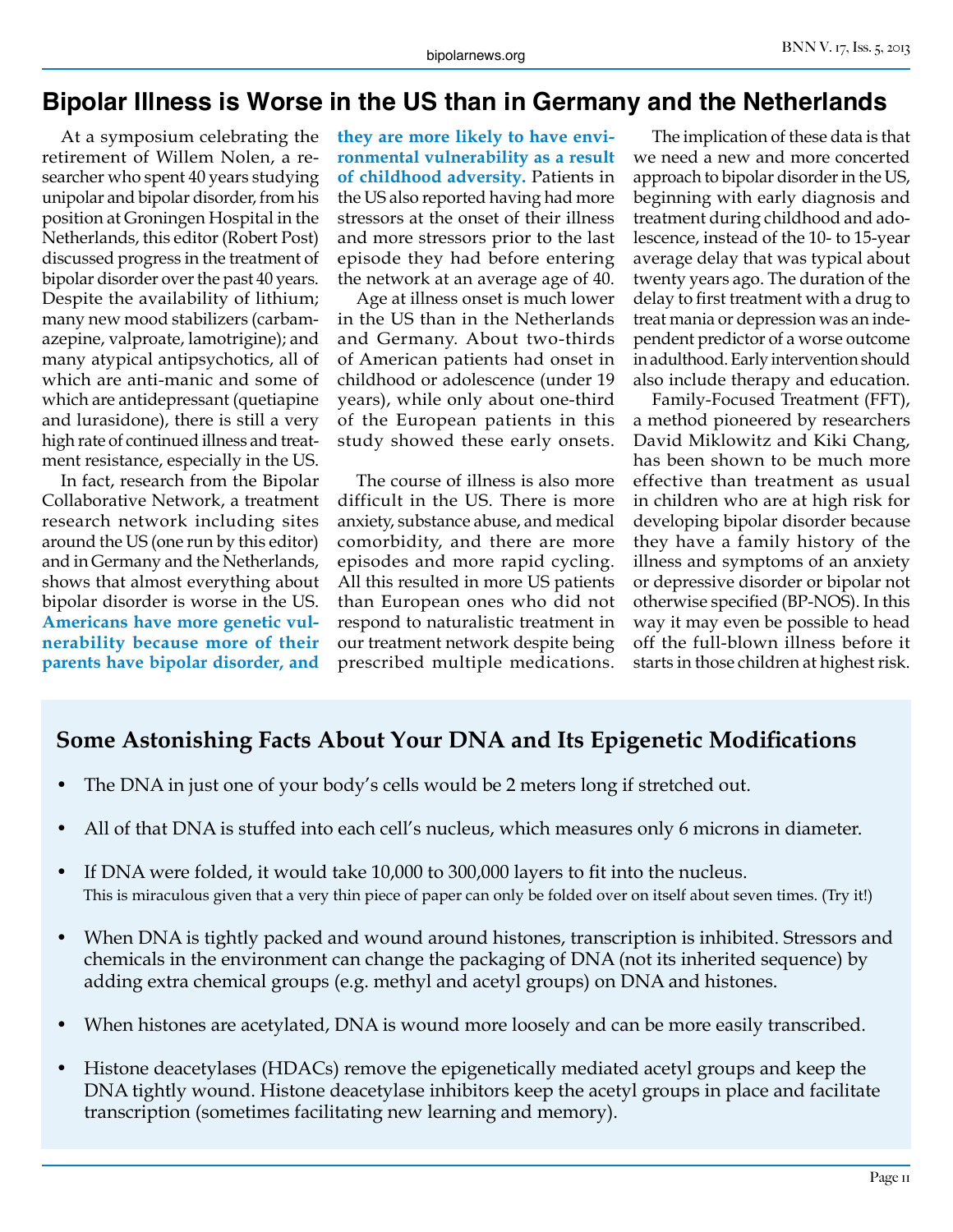# Bipolar Illness is Worse in the US than in Germany and the Netherlands

At a symposium celebrating the retirement of Willem Nolen, a researcher who spent 40 years studying unipolar and bipolar disorder, from his position at Groningen Hospital in the Netherlands, this editor (Robert Post) discussed progress in the treatment of bipolar disorder over the past 40 years. Despite the availability of lithium; many new mood stabilizers (carbamazepine, valproate, lamotrigine); and many atypical antipsychotics, all of which are anti-manic and some of which are antidepressant (quetiapine and lurasidone), there is still a very high rate of continued illness and treatment resistance, especially in the US.

In fact, research from the Bipolar Collaborative Network, a treatment research network including sites around the US (one run by this editor) and in Germany and the Netherlands, shows that almost everything about bipolar disorder is worse in the US. **Americans have more genetic vulnerability because more of their parents have bipolar disorder, and they are more likely to have environmental vulnerability as a result of childhood adversity.** Patients in the US also reported having had more stressors at the onset of their illness and more stressors prior to the last episode they had before entering the network at an average age of 40.

Age at illness onset is much lower in the US than in the Netherlands and Germany. About two-thirds of American patients had onset in childhood or adolescence (under 19 years), while only about one-third of the European patients in this study showed these early onsets.

The course of illness is also more difficult in the US. There is more anxiety, substance abuse, and medical comorbidity, and there are more episodes and more rapid cycling. All this resulted in more US patients than European ones who did not respond to naturalistic treatment in our treatment network despite being prescribed multiple medications.

The implication of these data is that we need a new and more concerted approach to bipolar disorder in the US, beginning with early diagnosis and treatment during childhood and adolescence, instead of the 10- to 15-year average delay that was typical about twenty years ago. The duration of the delay to first treatment with a drug to treat mania or depression was an independent predictor of a worse outcome in adulthood. Early intervention should also include therapy and education.

Family-Focused Treatment (FFT), a method pioneered by researchers David Miklowitz and Kiki Chang, has been shown to be much more effective than treatment as usual in children who are at high risk for developing bipolar disorder because they have a family history of the illness and symptoms of an anxiety or depressive disorder or bipolar not otherwise specified (BP-NOS). In this way it may even be possible to head off the full-blown illness before it starts in those children at highest risk.

## Some Astonishing Facts About Your DNA and Its Epigenetic Modifications

- The DNA in just one of your body's cells would be 2 meters long if stretched out.
- All of that DNA is stuffed into each cell's nucleus, which measures only 6 microns in diameter.
- If DNA were folded, it would take 10,000 to 300,000 layers to fit into the nucleus.
  This is miraculous given that a very thin piece of paper can only be folded over on itself about seven times. (Try it!)
- When DNA is tightly packed and wound around histones, transcription is inhibited. Stressors and chemicals in the environment can change the packaging of DNA (not its inherited sequence) by adding extra chemical groups (e.g. methyl and acetyl groups) on DNA and histones.
- When histones are acetylated, DNA is wound more loosely and can be more easily transcribed.
- Histone deacetylases (HDACs) remove the epigenetically mediated acetyl groups and keep the DNA tightly wound. Histone deacetylase inhibitors keep the acetyl groups in place and facilitate transcription (sometimes facilitating new learning and memory).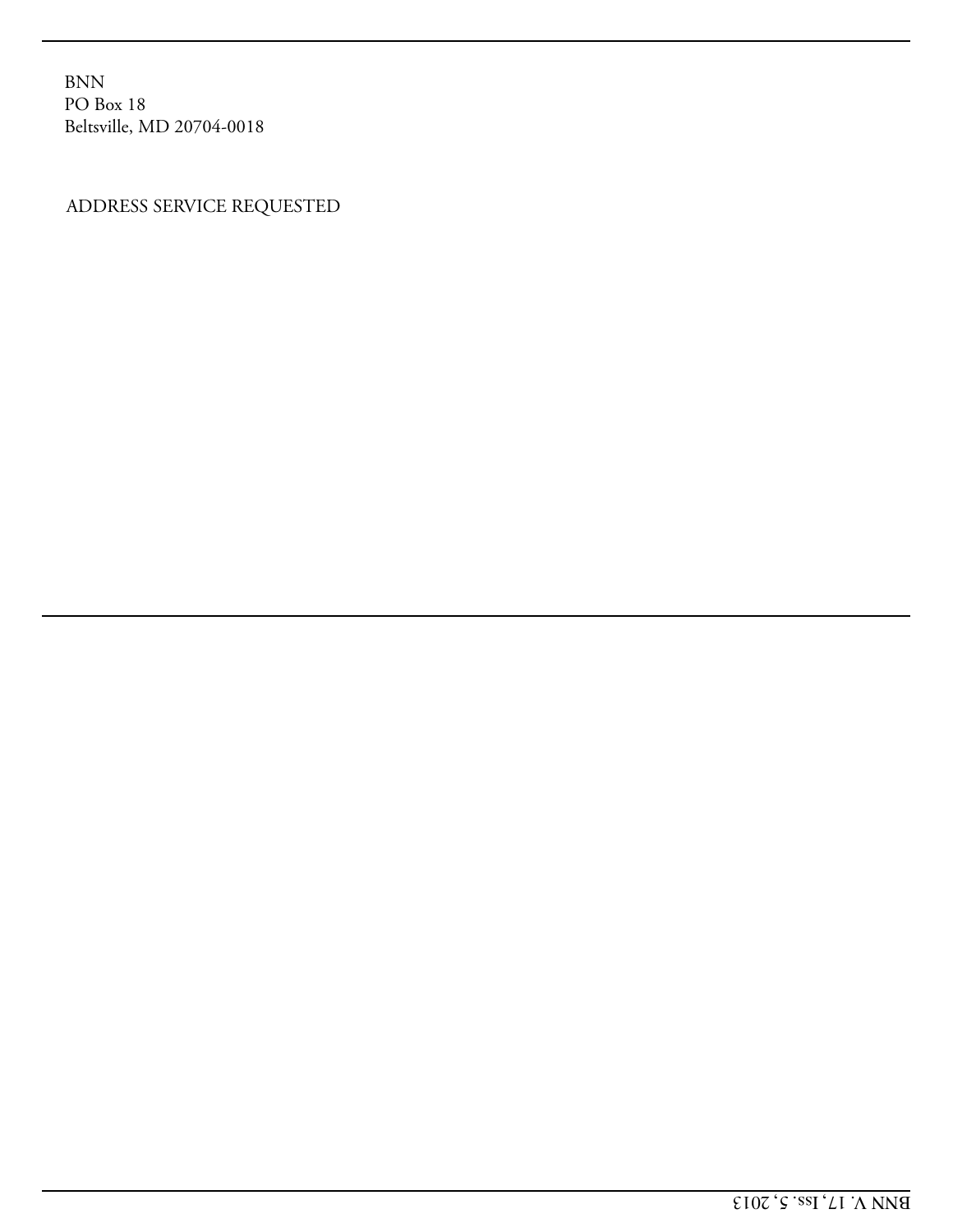BNN
PO Box 18
Beltsville, MD 20704-0018

ADDRESS SERVICE REQUESTED